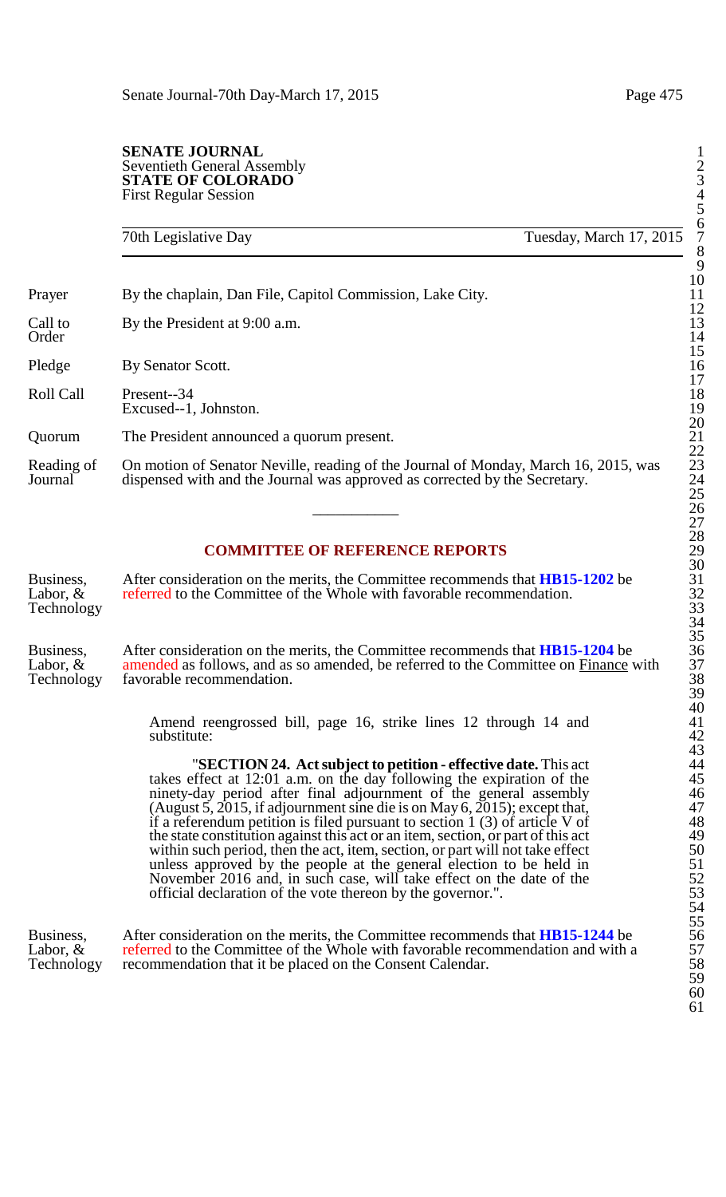**SENATE JOURNAL**
Seventieth General Assembly
**STATE OF COLORADO**
First Regular Session

70th Legislative Day — Tuesday, March 17, 2015

---

Prayer — By the chaplain, Dan File, Capitol Commission, Lake City.

Call to Order — By the President at 9:00 a.m.

Pledge — By Senator Scott.

Roll Call — Present--34
Excused--1, Johnston.

Quorum — The President announced a quorum present.

Reading of Journal — On motion of Senator Neville, reading of the Journal of Monday, March 16, 2015, was dispensed with and the Journal was approved as corrected by the Secretary.

---

## COMMITTEE OF REFERENCE REPORTS

Business, Labor, & Technology — After consideration on the merits, the Committee recommends that **HB15-1202** be referred to the Committee of the Whole with favorable recommendation.

Business, Labor, & Technology — After consideration on the merits, the Committee recommends that **HB15-1204** be amended as follows, and as so amended, be referred to the Committee on Finance with favorable recommendation.

> Amend reengrossed bill, page 16, strike lines 12 through 14 and substitute:
>
> "**SECTION 24. Act subject to petition - effective date.** This act takes effect at 12:01 a.m. on the day following the expiration of the ninety-day period after final adjournment of the general assembly (August 5, 2015, if adjournment sine die is on May 6, 2015); except that, if a referendum petition is filed pursuant to section 1 (3) of article V of the state constitution against this act or an item, section, or part of this act within such period, then the act, item, section, or part will not take effect unless approved by the people at the general election to be held in November 2016 and, in such case, will take effect on the date of the official declaration of the vote thereon by the governor.".

Business, Labor, & Technology — After consideration on the merits, the Committee recommends that **HB15-1244** be referred to the Committee of the Whole with favorable recommendation and with a recommendation that it be placed on the Consent Calendar.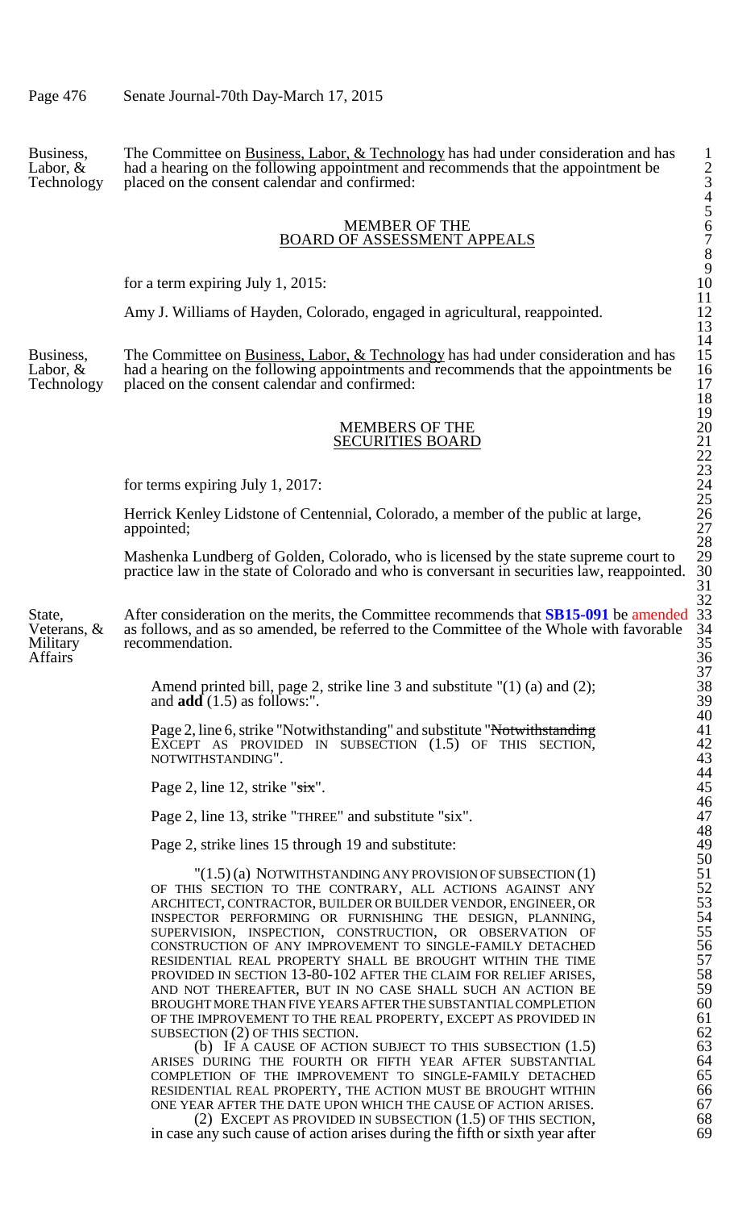Business, Labor, & Technology

The Committee on <u>Business, Labor, & Technology</u> has had under consideration and has had a hearing on the following appointment and recommends that the appointment be placed on the consent calendar and confirmed:

MEMBER OF THE
<u>BOARD OF ASSESSMENT APPEALS</u>

for a term expiring July 1, 2015:

Amy J. Williams of Hayden, Colorado, engaged in agricultural, reappointed.

Business, Labor, & Technology

The Committee on <u>Business, Labor, & Technology</u> has had under consideration and has had a hearing on the following appointments and recommends that the appointments be placed on the consent calendar and confirmed:

MEMBERS OF THE
<u>SECURITIES BOARD</u>

for terms expiring July 1, 2017:

Herrick Kenley Lidstone of Centennial, Colorado, a member of the public at large, appointed;

Mashenka Lundberg of Golden, Colorado, who is licensed by the state supreme court to practice law in the state of Colorado and who is conversant in securities law, reappointed.

State, Veterans, & Military Affairs

After consideration on the merits, the Committee recommends that **SB15-091** be amended as follows, and as so amended, be referred to the Committee of the Whole with favorable recommendation.

Amend printed bill, page 2, strike line 3 and substitute "(1) (a) and (2); and **add** (1.5) as follows:".

Page 2, line 6, strike "Notwithstanding" and substitute "~~Notwithstanding~~ EXCEPT AS PROVIDED IN SUBSECTION (1.5) OF THIS SECTION, NOTWITHSTANDING".

Page 2, line 12, strike "~~six~~".

Page 2, line 13, strike "THREE" and substitute "six".

Page 2, strike lines 15 through 19 and substitute:

"(1.5) (a) NOTWITHSTANDING ANY PROVISION OF SUBSECTION (1) OF THIS SECTION TO THE CONTRARY, ALL ACTIONS AGAINST ANY ARCHITECT, CONTRACTOR, BUILDER OR BUILDER VENDOR, ENGINEER, OR INSPECTOR PERFORMING OR FURNISHING THE DESIGN, PLANNING, SUPERVISION, INSPECTION, CONSTRUCTION, OR OBSERVATION OF CONSTRUCTION OF ANY IMPROVEMENT TO SINGLE-FAMILY DETACHED RESIDENTIAL REAL PROPERTY SHALL BE BROUGHT WITHIN THE TIME PROVIDED IN SECTION 13-80-102 AFTER THE CLAIM FOR RELIEF ARISES, AND NOT THEREAFTER, BUT IN NO CASE SHALL SUCH AN ACTION BE BROUGHT MORE THAN FIVE YEARS AFTER THE SUBSTANTIAL COMPLETION OF THE IMPROVEMENT TO THE REAL PROPERTY, EXCEPT AS PROVIDED IN SUBSECTION (2) OF THIS SECTION.

(b) IF A CAUSE OF ACTION SUBJECT TO THIS SUBSECTION (1.5) ARISES DURING THE FOURTH OR FIFTH YEAR AFTER SUBSTANTIAL COMPLETION OF THE IMPROVEMENT TO SINGLE-FAMILY DETACHED RESIDENTIAL REAL PROPERTY, THE ACTION MUST BE BROUGHT WITHIN ONE YEAR AFTER THE DATE UPON WHICH THE CAUSE OF ACTION ARISES.

(2) EXCEPT AS PROVIDED IN SUBSECTION (1.5) OF THIS SECTION, in case any such cause of action arises during the fifth or sixth year after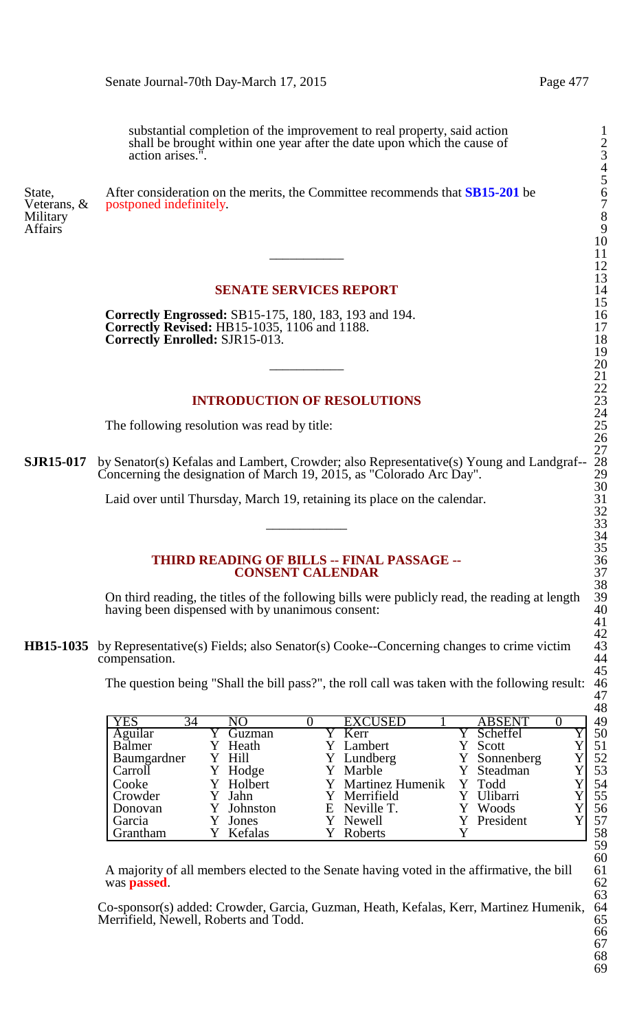substantial completion of the improvement to real property, said action shall be brought within one year after the date upon which the cause of action arises.".

State, Veterans, & Military Affairs

After consideration on the merits, the Committee recommends that **SB15-201** be postponed indefinitely.

---

## SENATE SERVICES REPORT

**Correctly Engrossed:** SB15-175, 180, 183, 193 and 194.
**Correctly Revised:** HB15-1035, 1106 and 1188.
**Correctly Enrolled:** SJR15-013.

---

## INTRODUCTION OF RESOLUTIONS

The following resolution was read by title:

**SJR15-017** by Senator(s) Kefalas and Lambert, Crowder; also Representative(s) Young and Landgraf--Concerning the designation of March 19, 2015, as "Colorado Arc Day".

Laid over until Thursday, March 19, retaining its place on the calendar.

---

## THIRD READING OF BILLS -- FINAL PASSAGE -- CONSENT CALENDAR

On third reading, the titles of the following bills were publicly read, the reading at length having been dispensed with by unanimous consent:

**HB15-1035** by Representative(s) Fields; also Senator(s) Cooke--Concerning changes to crime victim compensation.

The question being "Shall the bill pass?", the roll call was taken with the following result:

| YES | 34 | NO | 0 | EXCUSED | 1 | ABSENT | 0 |
|---|---|---|---|---|---|---|---|
| Aguilar | Y | Guzman | Y | Kerr | Y | Scheffel | Y |
| Balmer | Y | Heath | Y | Lambert | Y | Scott | Y |
| Baumgardner | Y | Hill | Y | Lundberg | Y | Sonnenberg | Y |
| Carroll | Y | Hodge | Y | Marble | Y | Steadman | Y |
| Cooke | Y | Holbert | Y | Martinez Humenik | Y | Todd | Y |
| Crowder | Y | Jahn | Y | Merrifield | Y | Ulibarri | Y |
| Donovan | Y | Johnston | E | Neville T. | Y | Woods | Y |
| Garcia | Y | Jones | Y | Newell | Y | President | Y |
| Grantham | Y | Kefalas | Y | Roberts | Y | | |

A majority of all members elected to the Senate having voted in the affirmative, the bill was **passed**.

Co-sponsor(s) added: Crowder, Garcia, Guzman, Heath, Kefalas, Kerr, Martinez Humenik, Merrifield, Newell, Roberts and Todd.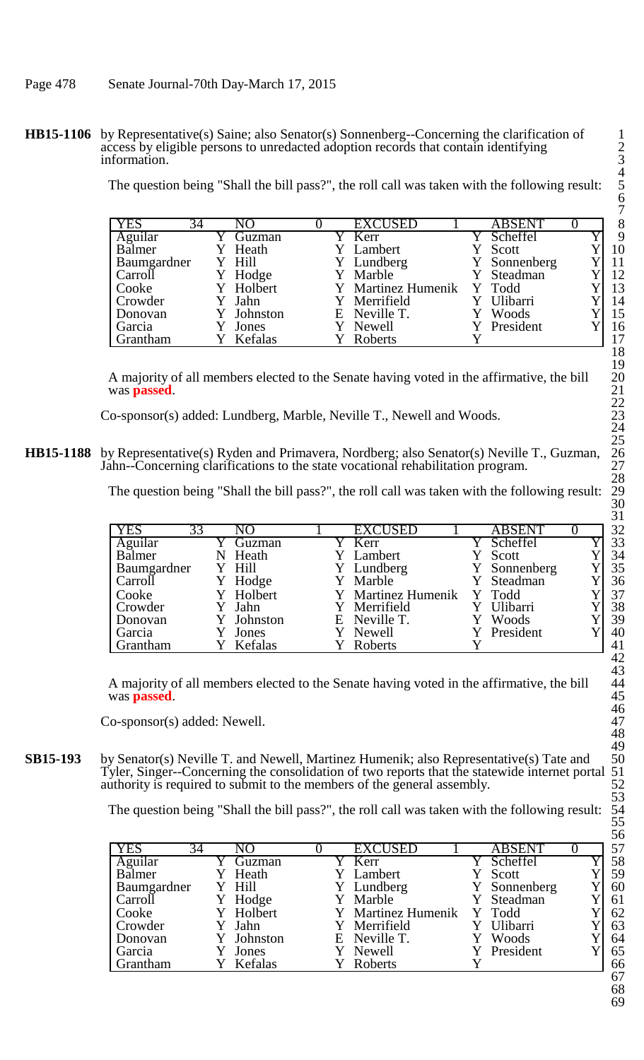**HB15-1106** by Representative(s) Saine; also Senator(s) Sonnenberg--Concerning the clarification of access by eligible persons to unredacted adoption records that contain identifying information.

The question being "Shall the bill pass?", the roll call was taken with the following result:

| YES | 34 | NO | 0 | EXCUSED | 1 | ABSENT | 0 |
|---|---|---|---|---|---|---|---|
| Aguilar | Y | Guzman | Y | Kerr | Y | Scheffel | Y |
| Balmer | Y | Heath | Y | Lambert | Y | Scott | Y |
| Baumgardner | Y | Hill | Y | Lundberg | Y | Sonnenberg | Y |
| Carroll | Y | Hodge | Y | Marble | Y | Steadman | Y |
| Cooke | Y | Holbert | Y | Martinez Humenik | Y | Todd | Y |
| Crowder | Y | Jahn | Y | Merrifield | Y | Ulibarri | Y |
| Donovan | Y | Johnston | E | Neville T. | Y | Woods | Y |
| Garcia | Y | Jones | Y | Newell | Y | President | Y |
| Grantham | Y | Kefalas | Y | Roberts | Y | | |

A majority of all members elected to the Senate having voted in the affirmative, the bill was **passed**.

Co-sponsor(s) added: Lundberg, Marble, Neville T., Newell and Woods.

**HB15-1188** by Representative(s) Ryden and Primavera, Nordberg; also Senator(s) Neville T., Guzman, Jahn--Concerning clarifications to the state vocational rehabilitation program.

The question being "Shall the bill pass?", the roll call was taken with the following result:

| YES | 33 | NO | 1 | EXCUSED | 1 | ABSENT | 0 |
|---|---|---|---|---|---|---|---|
| Aguilar | Y | Guzman | Y | Kerr | Y | Scheffel | Y |
| Balmer | N | Heath | Y | Lambert | Y | Scott | Y |
| Baumgardner | Y | Hill | Y | Lundberg | Y | Sonnenberg | Y |
| Carroll | Y | Hodge | Y | Marble | Y | Steadman | Y |
| Cooke | Y | Holbert | Y | Martinez Humenik | Y | Todd | Y |
| Crowder | Y | Jahn | Y | Merrifield | Y | Ulibarri | Y |
| Donovan | Y | Johnston | E | Neville T. | Y | Woods | Y |
| Garcia | Y | Jones | Y | Newell | Y | President | Y |
| Grantham | Y | Kefalas | Y | Roberts | Y | | |

A majority of all members elected to the Senate having voted in the affirmative, the bill was **passed**.

Co-sponsor(s) added: Newell.

**SB15-193** by Senator(s) Neville T. and Newell, Martinez Humenik; also Representative(s) Tate and Tyler, Singer--Concerning the consolidation of two reports that the statewide internet portal authority is required to submit to the members of the general assembly.

The question being "Shall the bill pass?", the roll call was taken with the following result:

| YES | 34 | NO | 0 | EXCUSED | 1 | ABSENT | 0 |
|---|---|---|---|---|---|---|---|
| Aguilar | Y | Guzman | Y | Kerr | Y | Scheffel | Y |
| Balmer | Y | Heath | Y | Lambert | Y | Scott | Y |
| Baumgardner | Y | Hill | Y | Lundberg | Y | Sonnenberg | Y |
| Carroll | Y | Hodge | Y | Marble | Y | Steadman | Y |
| Cooke | Y | Holbert | Y | Martinez Humenik | Y | Todd | Y |
| Crowder | Y | Jahn | Y | Merrifield | Y | Ulibarri | Y |
| Donovan | Y | Johnston | E | Neville T. | Y | Woods | Y |
| Garcia | Y | Jones | Y | Newell | Y | President | Y |
| Grantham | Y | Kefalas | Y | Roberts | Y | | |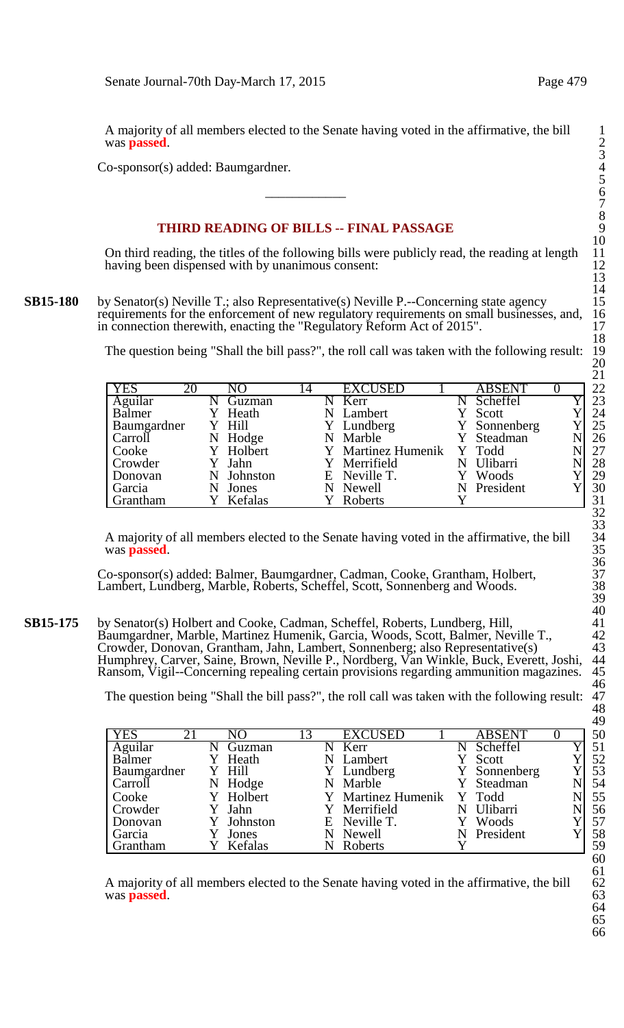A majority of all members elected to the Senate having voted in the affirmative, the bill was **passed**.

Co-sponsor(s) added: Baumgardner.

---

## THIRD READING OF BILLS -- FINAL PASSAGE

On third reading, the titles of the following bills were publicly read, the reading at length having been dispensed with by unanimous consent:

**SB15-180** by Senator(s) Neville T.; also Representative(s) Neville P.--Concerning state agency requirements for the enforcement of new regulatory requirements on small businesses, and, in connection therewith, enacting the "Regulatory Reform Act of 2015".

The question being "Shall the bill pass?", the roll call was taken with the following result:

| YES | 20 | NO | 14 | EXCUSED | 1 | ABSENT | 0 |
|---|---|---|---|---|---|---|---|
| Aguilar | N | Guzman | N | Kerr | N | Scheffel | Y |
| Balmer | Y | Heath | N | Lambert | Y | Scott | Y |
| Baumgardner | Y | Hill | Y | Lundberg | Y | Sonnenberg | Y |
| Carroll | N | Hodge | N | Marble | Y | Steadman | N |
| Cooke | Y | Holbert | Y | Martinez Humenik | Y | Todd | N |
| Crowder | Y | Jahn | Y | Merrifield | N | Ulibarri | N |
| Donovan | N | Johnston | E | Neville T. | Y | Woods | Y |
| Garcia | N | Jones | N | Newell | N | President | Y |
| Grantham | Y | Kefalas | Y | Roberts | Y | | |

A majority of all members elected to the Senate having voted in the affirmative, the bill was **passed**.

Co-sponsor(s) added: Balmer, Baumgardner, Cadman, Cooke, Grantham, Holbert, Lambert, Lundberg, Marble, Roberts, Scheffel, Scott, Sonnenberg and Woods.

**SB15-175** by Senator(s) Holbert and Cooke, Cadman, Scheffel, Roberts, Lundberg, Hill, Baumgardner, Marble, Martinez Humenik, Garcia, Woods, Scott, Balmer, Neville T., Crowder, Donovan, Grantham, Jahn, Lambert, Sonnenberg; also Representative(s) Humphrey, Carver, Saine, Brown, Neville P., Nordberg, Van Winkle, Buck, Everett, Joshi, Ransom, Vigil--Concerning repealing certain provisions regarding ammunition magazines.

The question being "Shall the bill pass?", the roll call was taken with the following result:

| YES | 21 | NO | 13 | EXCUSED | 1 | ABSENT | 0 |
|---|---|---|---|---|---|---|---|
| Aguilar | N | Guzman | N | Kerr | N | Scheffel | Y |
| Balmer | Y | Heath | N | Lambert | Y | Scott | Y |
| Baumgardner | Y | Hill | Y | Lundberg | Y | Sonnenberg | Y |
| Carroll | N | Hodge | N | Marble | Y | Steadman | N |
| Cooke | Y | Holbert | Y | Martinez Humenik | Y | Todd | N |
| Crowder | Y | Jahn | Y | Merrifield | N | Ulibarri | N |
| Donovan | Y | Johnston | E | Neville T. | Y | Woods | Y |
| Garcia | Y | Jones | N | Newell | N | President | Y |
| Grantham | Y | Kefalas | N | Roberts | Y | | |

A majority of all members elected to the Senate having voted in the affirmative, the bill was **passed**.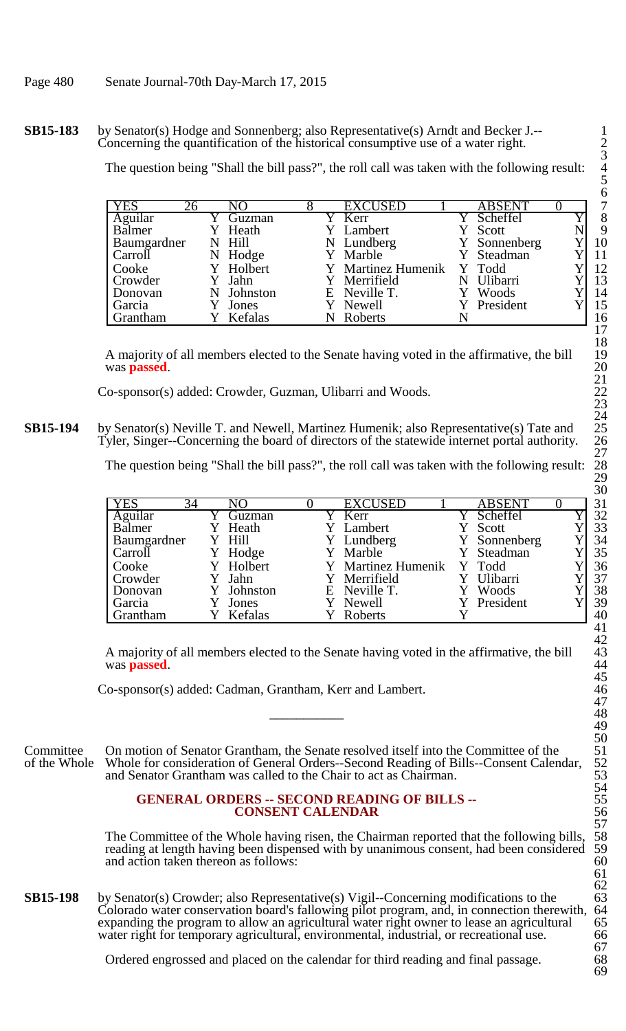**SB15-183** by Senator(s) Hodge and Sonnenberg; also Representative(s) Arndt and Becker J.--Concerning the quantification of the historical consumptive use of a water right.

The question being "Shall the bill pass?", the roll call was taken with the following result:

| YES | 26 | NO | 8 | EXCUSED | 1 | ABSENT | 0 |
|---|---|---|---|---|---|---|---|
| Aguilar | Y | Guzman | Y | Kerr | Y | Scheffel | Y |
| Balmer | Y | Heath | Y | Lambert | Y | Scott | N |
| Baumgardner | N | Hill | N | Lundberg | Y | Sonnenberg | Y |
| Carroll | N | Hodge | Y | Marble | Y | Steadman | Y |
| Cooke | Y | Holbert | Y | Martinez Humenik | Y | Todd | Y |
| Crowder | Y | Jahn | Y | Merrifield | N | Ulibarri | Y |
| Donovan | N | Johnston | E | Neville T. | Y | Woods | Y |
| Garcia | Y | Jones | Y | Newell | Y | President | Y |
| Grantham | Y | Kefalas | N | Roberts | N | | |

A majority of all members elected to the Senate having voted in the affirmative, the bill was **passed**.

Co-sponsor(s) added: Crowder, Guzman, Ulibarri and Woods.

**SB15-194** by Senator(s) Neville T. and Newell, Martinez Humenik; also Representative(s) Tate and Tyler, Singer--Concerning the board of directors of the statewide internet portal authority.

The question being "Shall the bill pass?", the roll call was taken with the following result:

| YES | 34 | NO | 0 | EXCUSED | 1 | ABSENT | 0 |
|---|---|---|---|---|---|---|---|
| Aguilar | Y | Guzman | Y | Kerr | Y | Scheffel | Y |
| Balmer | Y | Heath | Y | Lambert | Y | Scott | Y |
| Baumgardner | Y | Hill | Y | Lundberg | Y | Sonnenberg | Y |
| Carroll | Y | Hodge | Y | Marble | Y | Steadman | Y |
| Cooke | Y | Holbert | Y | Martinez Humenik | Y | Todd | Y |
| Crowder | Y | Jahn | Y | Merrifield | Y | Ulibarri | Y |
| Donovan | Y | Johnston | E | Neville T. | Y | Woods | Y |
| Garcia | Y | Jones | Y | Newell | Y | President | Y |
| Grantham | Y | Kefalas | Y | Roberts | Y | | |

A majority of all members elected to the Senate having voted in the affirmative, the bill was **passed**.

Co-sponsor(s) added: Cadman, Grantham, Kerr and Lambert.

---

**Committee of the Whole** On motion of Senator Grantham, the Senate resolved itself into the Committee of the Whole for consideration of General Orders--Second Reading of Bills--Consent Calendar, and Senator Grantham was called to the Chair to act as Chairman.

## GENERAL ORDERS -- SECOND READING OF BILLS -- CONSENT CALENDAR

The Committee of the Whole having risen, the Chairman reported that the following bills, reading at length having been dispensed with by unanimous consent, had been considered and action taken thereon as follows:

**SB15-198** by Senator(s) Crowder; also Representative(s) Vigil--Concerning modifications to the Colorado water conservation board's fallowing pilot program, and, in connection therewith, expanding the program to allow an agricultural water right owner to lease an agricultural water right for temporary agricultural, environmental, industrial, or recreational use.

Ordered engrossed and placed on the calendar for third reading and final passage.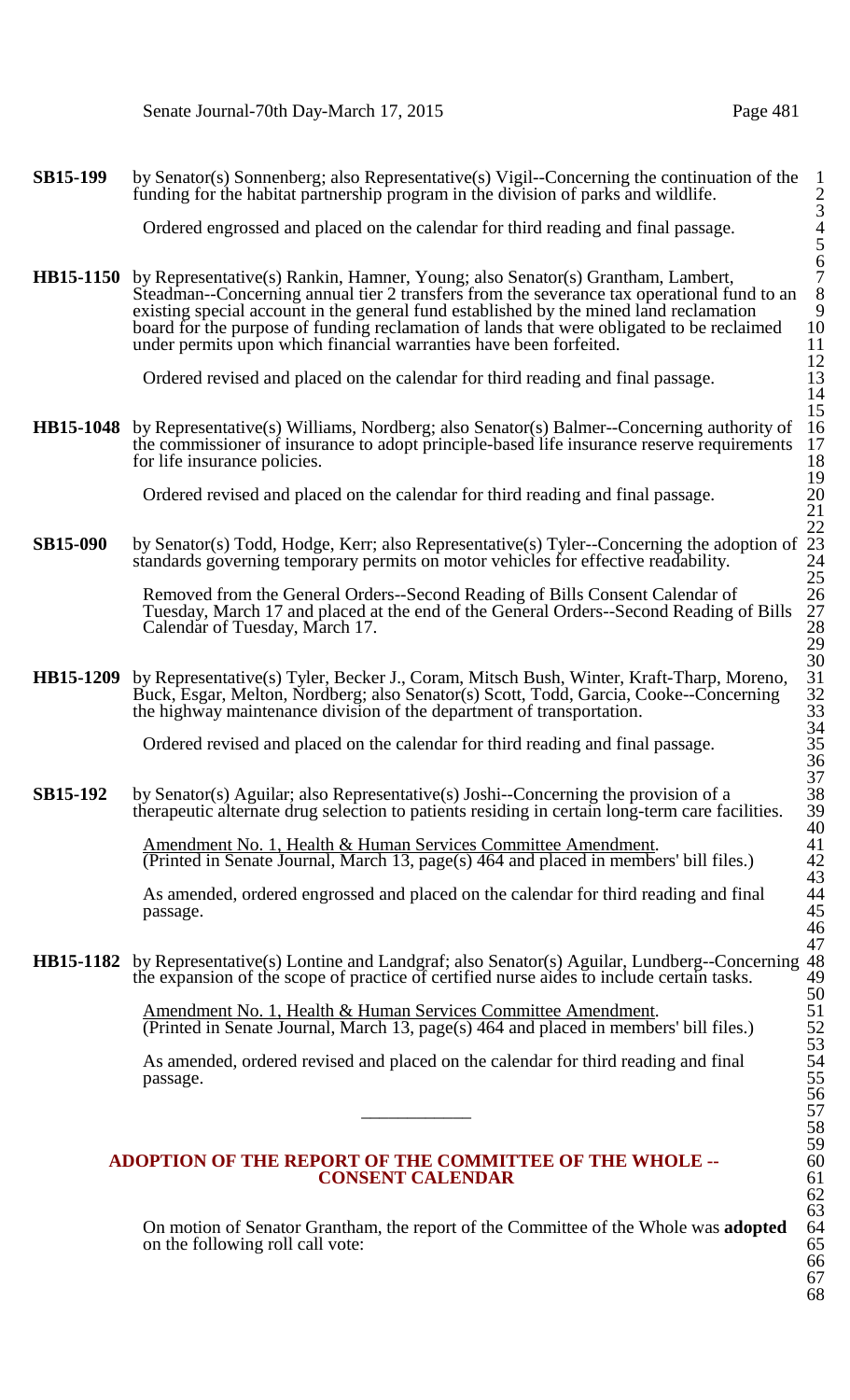**SB15-199** by Senator(s) Sonnenberg; also Representative(s) Vigil--Concerning the continuation of the funding for the habitat partnership program in the division of parks and wildlife.

Ordered engrossed and placed on the calendar for third reading and final passage.

**HB15-1150** by Representative(s) Rankin, Hamner, Young; also Senator(s) Grantham, Lambert, Steadman--Concerning annual tier 2 transfers from the severance tax operational fund to an existing special account in the general fund established by the mined land reclamation board for the purpose of funding reclamation of lands that were obligated to be reclaimed under permits upon which financial warranties have been forfeited.

Ordered revised and placed on the calendar for third reading and final passage.

**HB15-1048** by Representative(s) Williams, Nordberg; also Senator(s) Balmer--Concerning authority of the commissioner of insurance to adopt principle-based life insurance reserve requirements for life insurance policies.

Ordered revised and placed on the calendar for third reading and final passage.

**SB15-090** by Senator(s) Todd, Hodge, Kerr; also Representative(s) Tyler--Concerning the adoption of standards governing temporary permits on motor vehicles for effective readability.

Removed from the General Orders--Second Reading of Bills Consent Calendar of Tuesday, March 17 and placed at the end of the General Orders--Second Reading of Bills Calendar of Tuesday, March 17.

**HB15-1209** by Representative(s) Tyler, Becker J., Coram, Mitsch Bush, Winter, Kraft-Tharp, Moreno, Buck, Esgar, Melton, Nordberg; also Senator(s) Scott, Todd, Garcia, Cooke--Concerning the highway maintenance division of the department of transportation.

Ordered revised and placed on the calendar for third reading and final passage.

**SB15-192** by Senator(s) Aguilar; also Representative(s) Joshi--Concerning the provision of a therapeutic alternate drug selection to patients residing in certain long-term care facilities.

Amendment No. 1, Health & Human Services Committee Amendment.
(Printed in Senate Journal, March 13, page(s) 464 and placed in members' bill files.)

As amended, ordered engrossed and placed on the calendar for third reading and final passage.

**HB15-1182** by Representative(s) Lontine and Landgraf; also Senator(s) Aguilar, Lundberg--Concerning the expansion of the scope of practice of certified nurse aides to include certain tasks.

Amendment No. 1, Health & Human Services Committee Amendment.
(Printed in Senate Journal, March 13, page(s) 464 and placed in members' bill files.)

As amended, ordered revised and placed on the calendar for third reading and final passage.

---

## ADOPTION OF THE REPORT OF THE COMMITTEE OF THE WHOLE -- CONSENT CALENDAR

On motion of Senator Grantham, the report of the Committee of the Whole was **adopted** on the following roll call vote: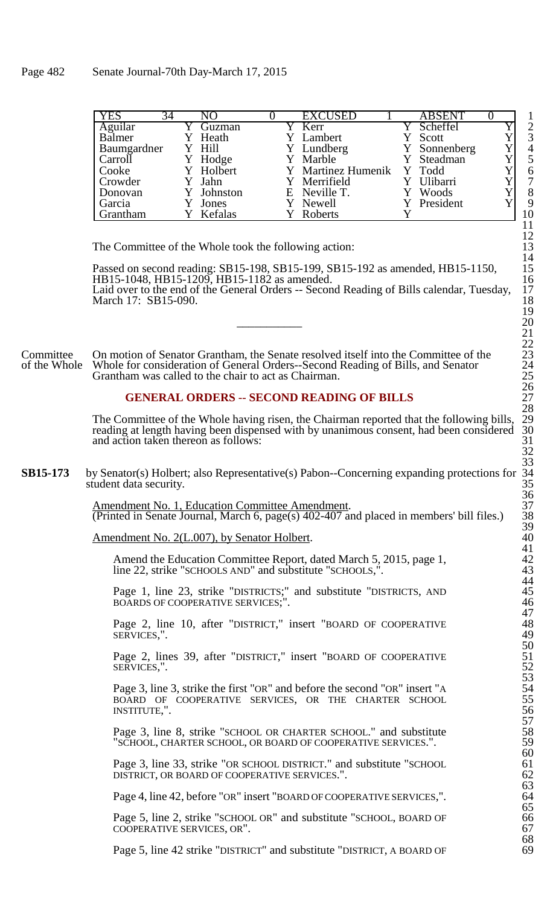| YES | 34 | NO | 0 | EXCUSED | 1 | ABSENT | 0 |
|---|---|---|---|---|---|---|---|
| Aguilar | Y | Guzman | Y | Kerr | Y | Scheffel | Y |
| Balmer | Y | Heath | Y | Lambert | Y | Scott | Y |
| Baumgardner | Y | Hill | Y | Lundberg | Y | Sonnenberg | Y |
| Carroll | Y | Hodge | Y | Marble | Y | Steadman | Y |
| Cooke | Y | Holbert | Y | Martinez Humenik | Y | Todd | Y |
| Crowder | Y | Jahn | Y | Merrifield | Y | Ulibarri | Y |
| Donovan | Y | Johnston | E | Neville T. | Y | Woods | Y |
| Garcia | Y | Jones | Y | Newell | Y | President | Y |
| Grantham | Y | Kefalas | Y | Roberts | Y | | |

The Committee of the Whole took the following action:

Passed on second reading: SB15-198, SB15-199, SB15-192 as amended, HB15-1150, HB15-1048, HB15-1209, HB15-1182 as amended.
Laid over to the end of the General Orders -- Second Reading of Bills calendar, Tuesday, March 17: SB15-090.

---

Committee of the Whole — On motion of Senator Grantham, the Senate resolved itself into the Committee of the Whole for consideration of General Orders--Second Reading of Bills, and Senator Grantham was called to the chair to act as Chairman.

## GENERAL ORDERS -- SECOND READING OF BILLS

The Committee of the Whole having risen, the Chairman reported that the following bills, reading at length having been dispensed with by unanimous consent, had been considered and action taken thereon as follows:

**SB15-173** by Senator(s) Holbert; also Representative(s) Pabon--Concerning expanding protections for student data security.

Amendment No. 1, Education Committee Amendment.
(Printed in Senate Journal, March 6, page(s) 402-407 and placed in members' bill files.)

Amendment No. 2(L.007), by Senator Holbert.

Amend the Education Committee Report, dated March 5, 2015, page 1, line 22, strike "SCHOOLS AND" and substitute "SCHOOLS,".

Page 1, line 23, strike "DISTRICTS;" and substitute "DISTRICTS, AND BOARDS OF COOPERATIVE SERVICES;".

Page 2, line 10, after "DISTRICT," insert "BOARD OF COOPERATIVE SERVICES,".

Page 2, lines 39, after "DISTRICT," insert "BOARD OF COOPERATIVE SERVICES,".

Page 3, line 3, strike the first "OR" and before the second "OR" insert "A BOARD OF COOPERATIVE SERVICES, OR THE CHARTER SCHOOL INSTITUTE,".

Page 3, line 8, strike "SCHOOL OR CHARTER SCHOOL." and substitute "SCHOOL, CHARTER SCHOOL, OR BOARD OF COOPERATIVE SERVICES.".

Page 3, line 33, strike "OR SCHOOL DISTRICT." and substitute "SCHOOL DISTRICT, OR BOARD OF COOPERATIVE SERVICES.".

Page 4, line 42, before "OR" insert "BOARD OF COOPERATIVE SERVICES,".

Page 5, line 2, strike "SCHOOL OR" and substitute "SCHOOL, BOARD OF COOPERATIVE SERVICES, OR".

Page 5, line 42 strike "DISTRICT" and substitute "DISTRICT, A BOARD OF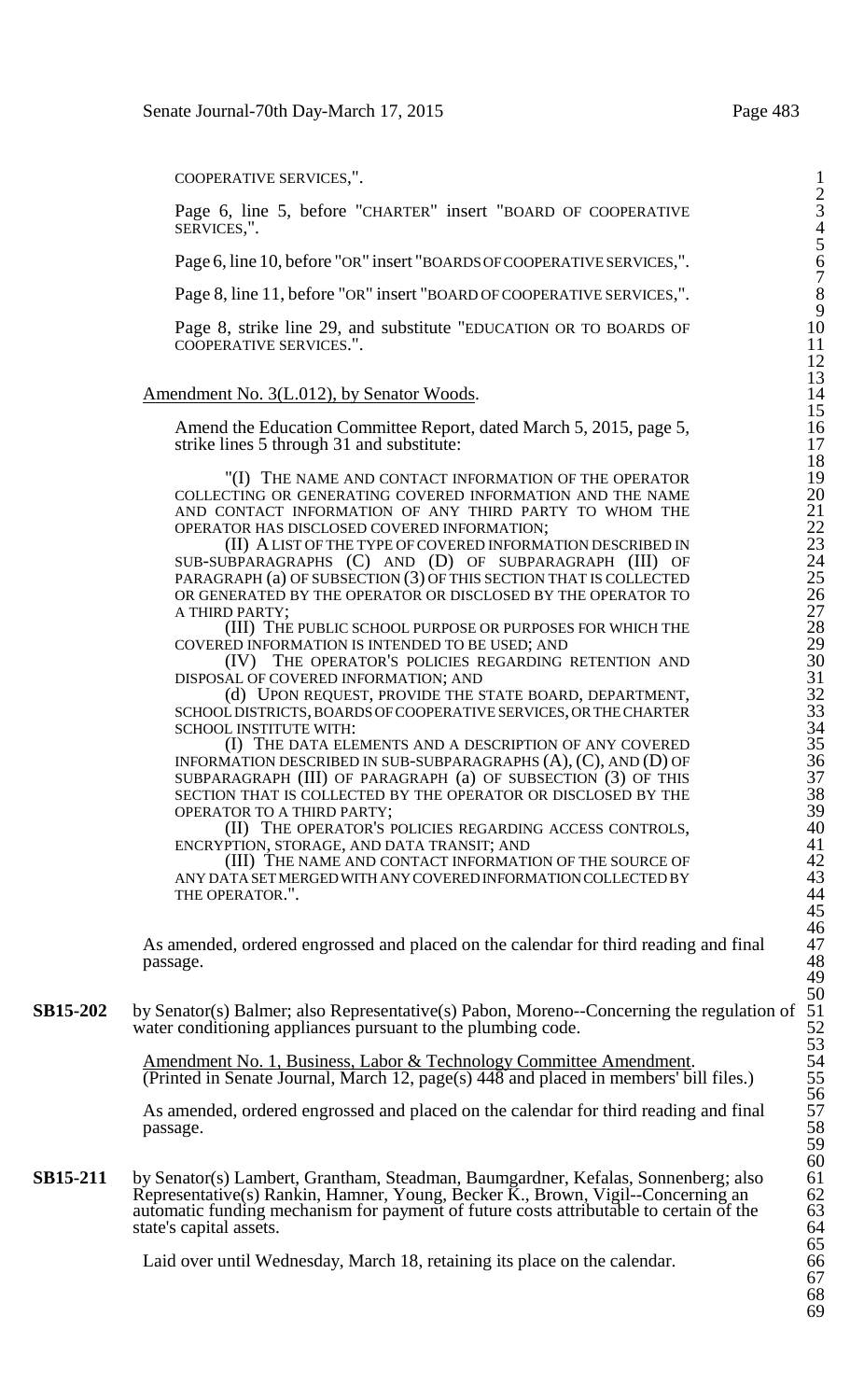COOPERATIVE SERVICES,".

Page 6, line 5, before "CHARTER" insert "BOARD OF COOPERATIVE SERVICES,".

Page 6, line 10, before "OR" insert "BOARDS OF COOPERATIVE SERVICES,".

Page 8, line 11, before "OR" insert "BOARD OF COOPERATIVE SERVICES,".

Page 8, strike line 29, and substitute "EDUCATION OR TO BOARDS OF COOPERATIVE SERVICES.".

Amendment No. 3(L.012), by Senator Woods.

Amend the Education Committee Report, dated March 5, 2015, page 5, strike lines 5 through 31 and substitute:

"(I) THE NAME AND CONTACT INFORMATION OF THE OPERATOR COLLECTING OR GENERATING COVERED INFORMATION AND THE NAME AND CONTACT INFORMATION OF ANY THIRD PARTY TO WHOM THE OPERATOR HAS DISCLOSED COVERED INFORMATION;

(II) A LIST OF THE TYPE OF COVERED INFORMATION DESCRIBED IN SUB-SUBPARAGRAPHS (C) AND (D) OF SUBPARAGRAPH (III) OF PARAGRAPH (a) OF SUBSECTION (3) OF THIS SECTION THAT IS COLLECTED OR GENERATED BY THE OPERATOR OR DISCLOSED BY THE OPERATOR TO A THIRD PARTY;

(III) THE PUBLIC SCHOOL PURPOSE OR PURPOSES FOR WHICH THE COVERED INFORMATION IS INTENDED TO BE USED; AND

(IV) THE OPERATOR'S POLICIES REGARDING RETENTION AND DISPOSAL OF COVERED INFORMATION; AND

(d) UPON REQUEST, PROVIDE THE STATE BOARD, DEPARTMENT, SCHOOL DISTRICTS, BOARDS OF COOPERATIVE SERVICES, OR THE CHARTER SCHOOL INSTITUTE WITH:

(I) THE DATA ELEMENTS AND A DESCRIPTION OF ANY COVERED INFORMATION DESCRIBED IN SUB-SUBPARAGRAPHS (A), (C), AND (D) OF SUBPARAGRAPH (III) OF PARAGRAPH (a) OF SUBSECTION (3) OF THIS SECTION THAT IS COLLECTED BY THE OPERATOR OR DISCLOSED BY THE OPERATOR TO A THIRD PARTY;

(II) THE OPERATOR'S POLICIES REGARDING ACCESS CONTROLS, ENCRYPTION, STORAGE, AND DATA TRANSIT; AND

(III) THE NAME AND CONTACT INFORMATION OF THE SOURCE OF ANY DATA SET MERGED WITH ANY COVERED INFORMATION COLLECTED BY THE OPERATOR.".

As amended, ordered engrossed and placed on the calendar for third reading and final passage.

**SB15-202** by Senator(s) Balmer; also Representative(s) Pabon, Moreno--Concerning the regulation of water conditioning appliances pursuant to the plumbing code.

Amendment No. 1, Business, Labor & Technology Committee Amendment. (Printed in Senate Journal, March 12, page(s) 448 and placed in members' bill files.)

As amended, ordered engrossed and placed on the calendar for third reading and final passage.

**SB15-211** by Senator(s) Lambert, Grantham, Steadman, Baumgardner, Kefalas, Sonnenberg; also Representative(s) Rankin, Hamner, Young, Becker K., Brown, Vigil--Concerning an automatic funding mechanism for payment of future costs attributable to certain of the state's capital assets.

Laid over until Wednesday, March 18, retaining its place on the calendar.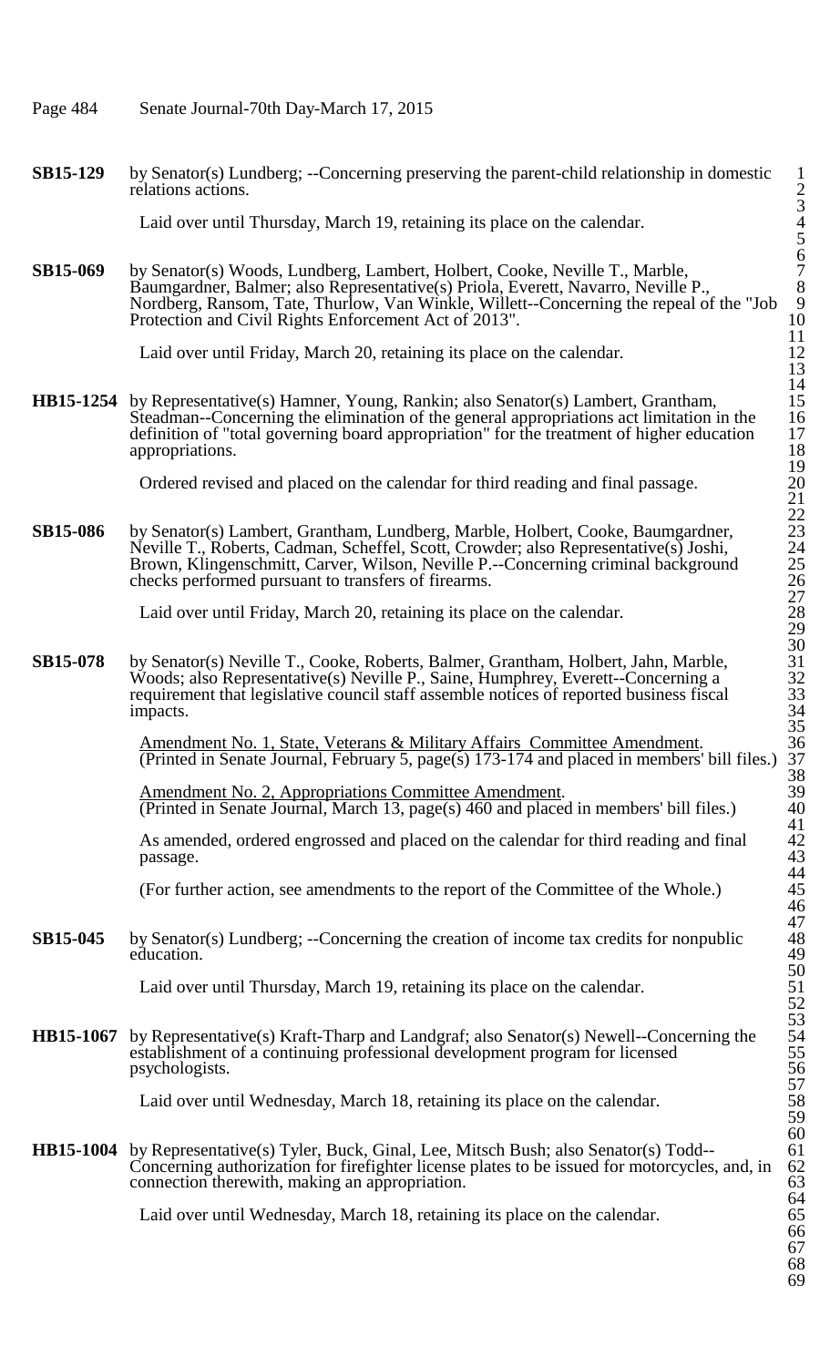**SB15-129** by Senator(s) Lundberg; --Concerning preserving the parent-child relationship in domestic relations actions.

Laid over until Thursday, March 19, retaining its place on the calendar.

**SB15-069** by Senator(s) Woods, Lundberg, Lambert, Holbert, Cooke, Neville T., Marble, Baumgardner, Balmer; also Representative(s) Priola, Everett, Navarro, Neville P., Nordberg, Ransom, Tate, Thurlow, Van Winkle, Willett--Concerning the repeal of the "Job Protection and Civil Rights Enforcement Act of 2013".

Laid over until Friday, March 20, retaining its place on the calendar.

**HB15-1254** by Representative(s) Hamner, Young, Rankin; also Senator(s) Lambert, Grantham, Steadman--Concerning the elimination of the general appropriations act limitation in the definition of "total governing board appropriation" for the treatment of higher education appropriations.

Ordered revised and placed on the calendar for third reading and final passage.

**SB15-086** by Senator(s) Lambert, Grantham, Lundberg, Marble, Holbert, Cooke, Baumgardner, Neville T., Roberts, Cadman, Scheffel, Scott, Crowder; also Representative(s) Joshi, Brown, Klingenschmitt, Carver, Wilson, Neville P.--Concerning criminal background checks performed pursuant to transfers of firearms.

Laid over until Friday, March 20, retaining its place on the calendar.

**SB15-078** by Senator(s) Neville T., Cooke, Roberts, Balmer, Grantham, Holbert, Jahn, Marble, Woods; also Representative(s) Neville P., Saine, Humphrey, Everett--Concerning a requirement that legislative council staff assemble notices of reported business fiscal impacts.

<u>Amendment No. 1, State, Veterans & Military Affairs Committee Amendment</u>.
(Printed in Senate Journal, February 5, page(s) 173-174 and placed in members' bill files.)

<u>Amendment No. 2, Appropriations Committee Amendment</u>.
(Printed in Senate Journal, March 13, page(s) 460 and placed in members' bill files.)

As amended, ordered engrossed and placed on the calendar for third reading and final passage.

(For further action, see amendments to the report of the Committee of the Whole.)

**SB15-045** by Senator(s) Lundberg; --Concerning the creation of income tax credits for nonpublic education.

Laid over until Thursday, March 19, retaining its place on the calendar.

**HB15-1067** by Representative(s) Kraft-Tharp and Landgraf; also Senator(s) Newell--Concerning the establishment of a continuing professional development program for licensed psychologists.

Laid over until Wednesday, March 18, retaining its place on the calendar.

**HB15-1004** by Representative(s) Tyler, Buck, Ginal, Lee, Mitsch Bush; also Senator(s) Todd--Concerning authorization for firefighter license plates to be issued for motorcycles, and, in connection therewith, making an appropriation.

Laid over until Wednesday, March 18, retaining its place on the calendar.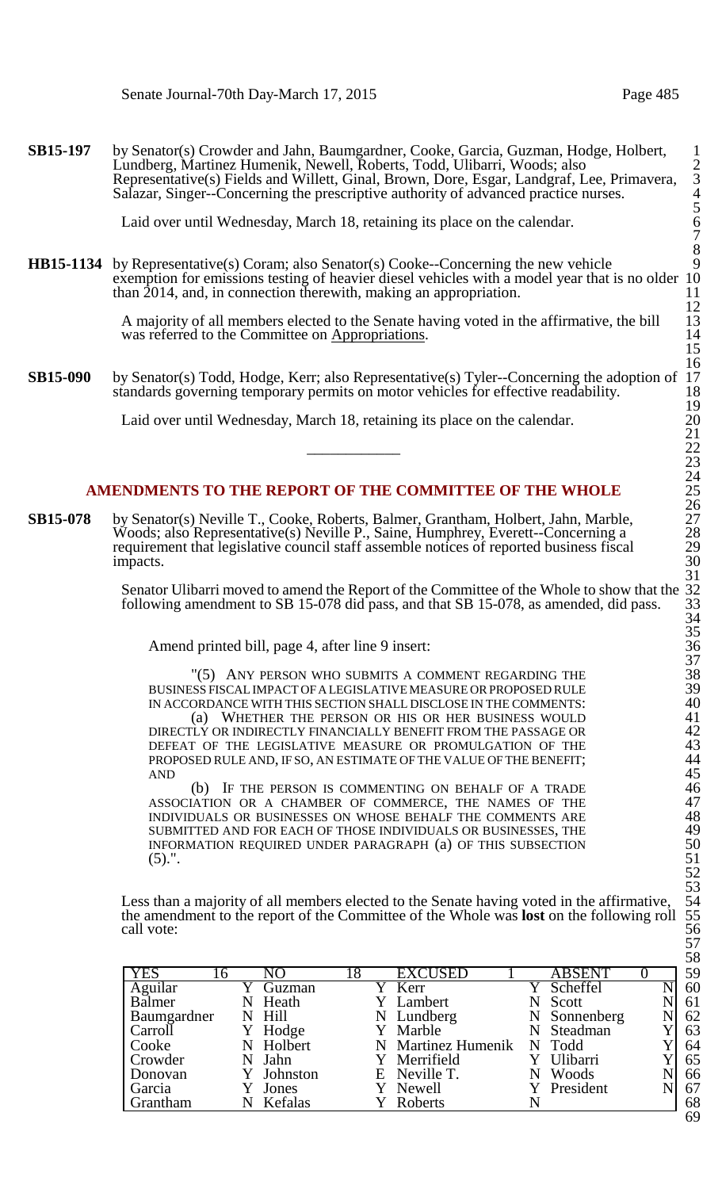**SB15-197** by Senator(s) Crowder and Jahn, Baumgardner, Cooke, Garcia, Guzman, Hodge, Holbert, Lundberg, Martinez Humenik, Newell, Roberts, Todd, Ulibarri, Woods; also Representative(s) Fields and Willett, Ginal, Brown, Dore, Esgar, Landgraf, Lee, Primavera, Salazar, Singer--Concerning the prescriptive authority of advanced practice nurses.

Laid over until Wednesday, March 18, retaining its place on the calendar.

**HB15-1134** by Representative(s) Coram; also Senator(s) Cooke--Concerning the new vehicle exemption for emissions testing of heavier diesel vehicles with a model year that is no older than 2014, and, in connection therewith, making an appropriation.

A majority of all members elected to the Senate having voted in the affirmative, the bill was referred to the Committee on Appropriations.

**SB15-090** by Senator(s) Todd, Hodge, Kerr; also Representative(s) Tyler--Concerning the adoption of standards governing temporary permits on motor vehicles for effective readability.

Laid over until Wednesday, March 18, retaining its place on the calendar.

---

## AMENDMENTS TO THE REPORT OF THE COMMITTEE OF THE WHOLE

**SB15-078** by Senator(s) Neville T., Cooke, Roberts, Balmer, Grantham, Holbert, Jahn, Marble, Woods; also Representative(s) Neville P., Saine, Humphrey, Everett--Concerning a requirement that legislative council staff assemble notices of reported business fiscal impacts.

Senator Ulibarri moved to amend the Report of the Committee of the Whole to show that the following amendment to SB 15-078 did pass, and that SB 15-078, as amended, did pass.

Amend printed bill, page 4, after line 9 insert:

"(5) ANY PERSON WHO SUBMITS A COMMENT REGARDING THE BUSINESS FISCAL IMPACT OF A LEGISLATIVE MEASURE OR PROPOSED RULE IN ACCORDANCE WITH THIS SECTION SHALL DISCLOSE IN THE COMMENTS:

(a) WHETHER THE PERSON OR HIS OR HER BUSINESS WOULD DIRECTLY OR INDIRECTLY FINANCIALLY BENEFIT FROM THE PASSAGE OR DEFEAT OF THE LEGISLATIVE MEASURE OR PROMULGATION OF THE PROPOSED RULE AND, IF SO, AN ESTIMATE OF THE VALUE OF THE BENEFIT; AND

(b) IF THE PERSON IS COMMENTING ON BEHALF OF A TRADE ASSOCIATION OR A CHAMBER OF COMMERCE, THE NAMES OF THE INDIVIDUALS OR BUSINESSES ON WHOSE BEHALF THE COMMENTS ARE SUBMITTED AND FOR EACH OF THOSE INDIVIDUALS OR BUSINESSES, THE INFORMATION REQUIRED UNDER PARAGRAPH (a) OF THIS SUBSECTION (5).".

Less than a majority of all members elected to the Senate having voted in the affirmative, the amendment to the report of the Committee of the Whole was **lost** on the following roll call vote:

| YES 16 | | NO 18 | | EXCUSED 1 | | ABSENT 0 | |
|---|---|---|---|---|---|---|---|
| Aguilar | Y | Guzman | Y | Kerr | Y | Scheffel | N |
| Balmer | N | Heath | Y | Lambert | N | Scott | N |
| Baumgardner | N | Hill | N | Lundberg | N | Sonnenberg | N |
| Carroll | Y | Hodge | Y | Marble | N | Steadman | Y |
| Cooke | N | Holbert | N | Martinez Humenik | N | Todd | Y |
| Crowder | N | Jahn | Y | Merrifield | Y | Ulibarri | Y |
| Donovan | Y | Johnston | E | Neville T. | N | Woods | N |
| Garcia | Y | Jones | Y | Newell | Y | President | N |
| Grantham | N | Kefalas | Y | Roberts | N | | |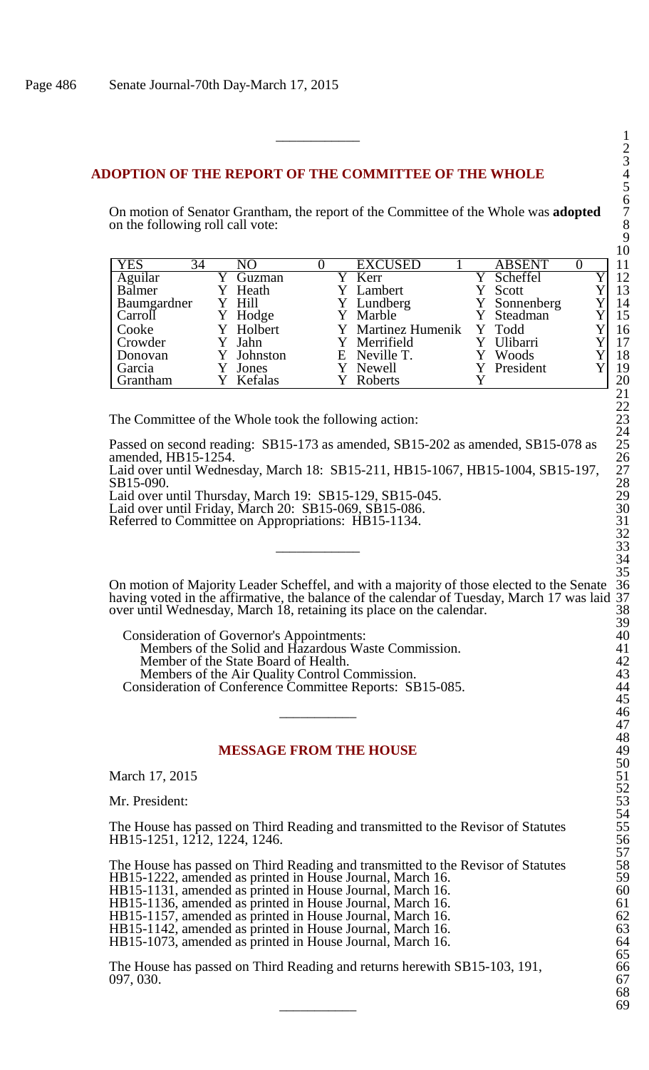## ADOPTION OF THE REPORT OF THE COMMITTEE OF THE WHOLE

On motion of Senator Grantham, the report of the Committee of the Whole was **adopted** on the following roll call vote:

| YES | 34 | NO | 0 | EXCUSED | 1 | ABSENT | 0 |
|---|---|---|---|---|---|---|---|
| Aguilar | Y | Guzman | Y | Kerr | Y | Scheffel | Y |
| Balmer | Y | Heath | Y | Lambert | Y | Scott | Y |
| Baumgardner | Y | Hill | Y | Lundberg | Y | Sonnenberg | Y |
| Carroll | Y | Hodge | Y | Marble | Y | Steadman | Y |
| Cooke | Y | Holbert | Y | Martinez Humenik | Y | Todd | Y |
| Crowder | Y | Jahn | Y | Merrifield | Y | Ulibarri | Y |
| Donovan | Y | Johnston | E | Neville T. | Y | Woods | Y |
| Garcia | Y | Jones | Y | Newell | Y | President | Y |
| Grantham | Y | Kefalas | Y | Roberts | Y | | |

The Committee of the Whole took the following action:

Passed on second reading: SB15-173 as amended, SB15-202 as amended, SB15-078 as amended, HB15-1254.
Laid over until Wednesday, March 18: SB15-211, HB15-1067, HB15-1004, SB15-197, SB15-090.
Laid over until Thursday, March 19: SB15-129, SB15-045.
Laid over until Friday, March 20: SB15-069, SB15-086.
Referred to Committee on Appropriations: HB15-1134.

---

On motion of Majority Leader Scheffel, and with a majority of those elected to the Senate having voted in the affirmative, the balance of the calendar of Tuesday, March 17 was laid over until Wednesday, March 18, retaining its place on the calendar.

Consideration of Governor's Appointments:
Members of the Solid and Hazardous Waste Commission.
Member of the State Board of Health.
Members of the Air Quality Control Commission.
Consideration of Conference Committee Reports: SB15-085.

---

## MESSAGE FROM THE HOUSE

March 17, 2015

Mr. President:

The House has passed on Third Reading and transmitted to the Revisor of Statutes HB15-1251, 1212, 1224, 1246.

The House has passed on Third Reading and transmitted to the Revisor of Statutes
HB15-1222, amended as printed in House Journal, March 16.
HB15-1131, amended as printed in House Journal, March 16.
HB15-1136, amended as printed in House Journal, March 16.
HB15-1157, amended as printed in House Journal, March 16.
HB15-1142, amended as printed in House Journal, March 16.
HB15-1073, amended as printed in House Journal, March 16.

The House has passed on Third Reading and returns herewith SB15-103, 191, 097, 030.

---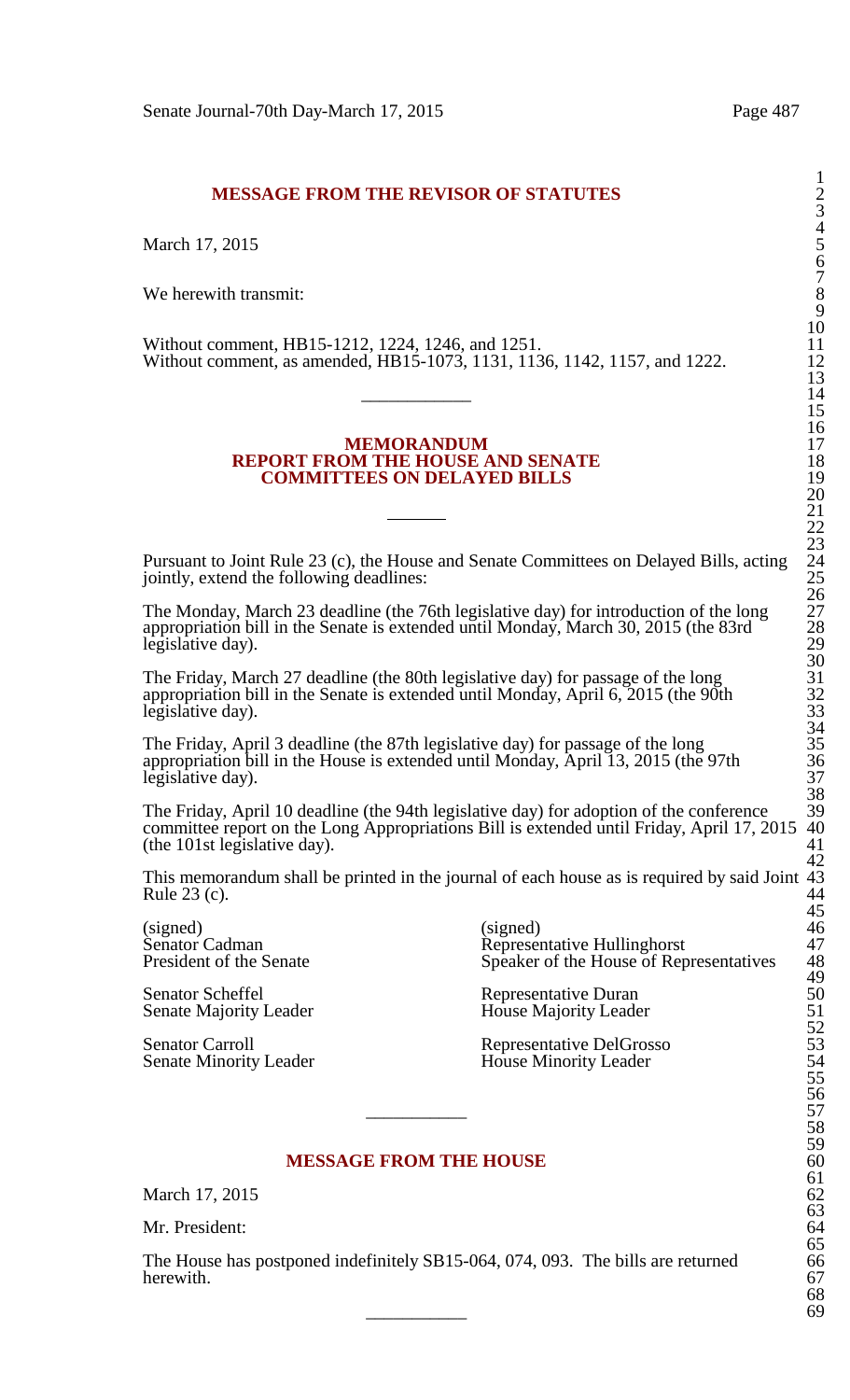## MESSAGE FROM THE REVISOR OF STATUTES

March 17, 2015

We herewith transmit:

Without comment, HB15-1212, 1224, 1246, and 1251.
Without comment, as amended, HB15-1073, 1131, 1136, 1142, 1157, and 1222.

---

## MEMORANDUM
## REPORT FROM THE HOUSE AND SENATE COMMITTEES ON DELAYED BILLS

---

Pursuant to Joint Rule 23 (c), the House and Senate Committees on Delayed Bills, acting jointly, extend the following deadlines:

The Monday, March 23 deadline (the 76th legislative day) for introduction of the long appropriation bill in the Senate is extended until Monday, March 30, 2015 (the 83rd legislative day).

The Friday, March 27 deadline (the 80th legislative day) for passage of the long appropriation bill in the Senate is extended until Monday, April 6, 2015 (the 90th legislative day).

The Friday, April 3 deadline (the 87th legislative day) for passage of the long appropriation bill in the House is extended until Monday, April 13, 2015 (the 97th legislative day).

The Friday, April 10 deadline (the 94th legislative day) for adoption of the conference committee report on the Long Appropriations Bill is extended until Friday, April 17, 2015 (the 101st legislative day).

This memorandum shall be printed in the journal of each house as is required by said Joint Rule 23 (c).

(signed)
Senator Cadman
President of the Senate

(signed)
Representative Hullinghorst
Speaker of the House of Representatives

Senator Scheffel
Senate Majority Leader

Representative Duran
House Majority Leader

Senator Carroll
Senate Minority Leader

Representative DelGrosso
House Minority Leader

---

## MESSAGE FROM THE HOUSE

March 17, 2015

Mr. President:

The House has postponed indefinitely SB15-064, 074, 093. The bills are returned herewith.

---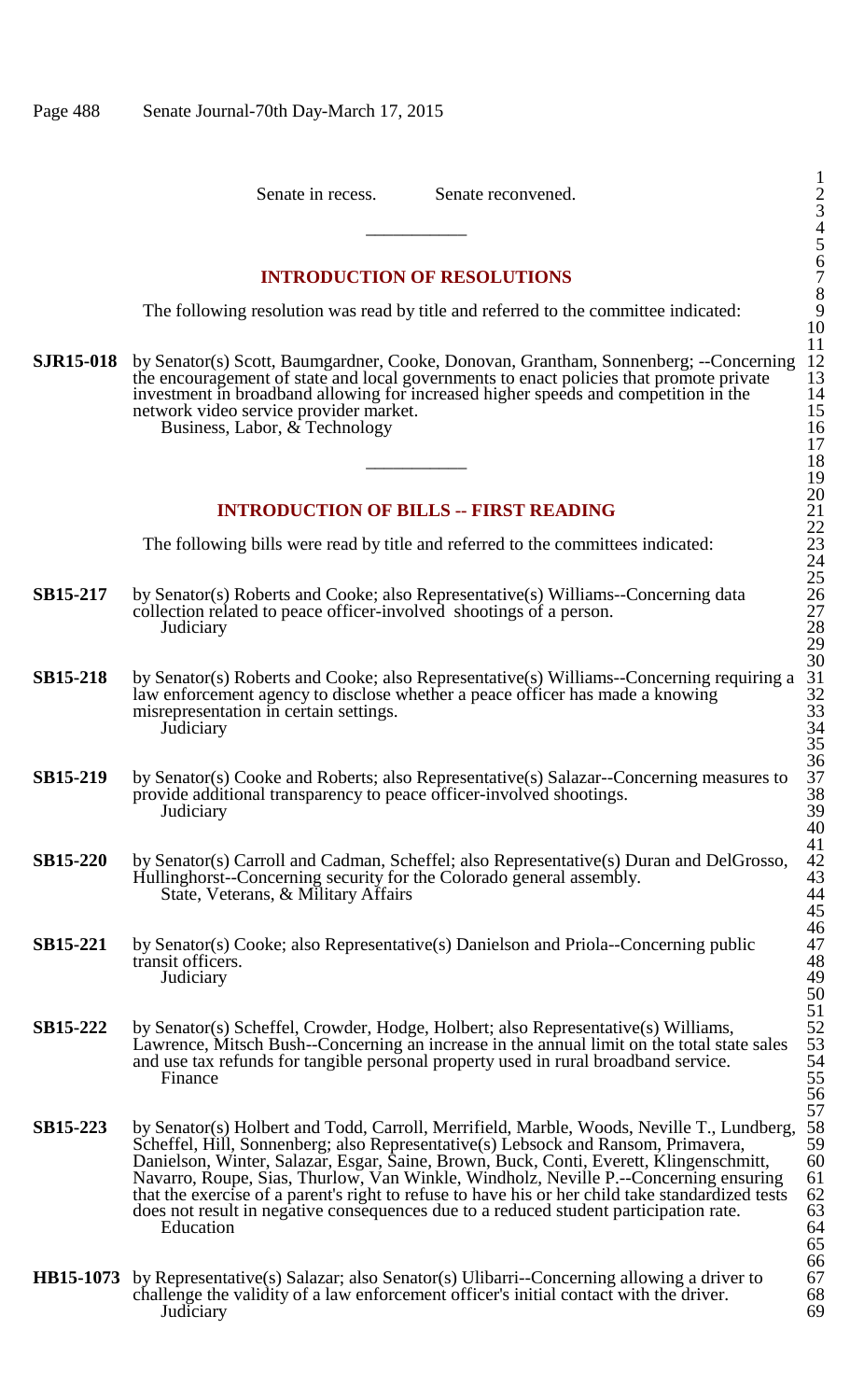Senate in recess.          Senate reconvened.

---

## INTRODUCTION OF RESOLUTIONS

The following resolution was read by title and referred to the committee indicated:

**SJR15-018** by Senator(s) Scott, Baumgardner, Cooke, Donovan, Grantham, Sonnenberg; --Concerning the encouragement of state and local governments to enact policies that promote private investment in broadband allowing for increased higher speeds and competition in the network video service provider market.
Business, Labor, & Technology

---

## INTRODUCTION OF BILLS -- FIRST READING

The following bills were read by title and referred to the committees indicated:

**SB15-217** by Senator(s) Roberts and Cooke; also Representative(s) Williams--Concerning data collection related to peace officer-involved shootings of a person.
Judiciary

**SB15-218** by Senator(s) Roberts and Cooke; also Representative(s) Williams--Concerning requiring a law enforcement agency to disclose whether a peace officer has made a knowing misrepresentation in certain settings.
Judiciary

**SB15-219** by Senator(s) Cooke and Roberts; also Representative(s) Salazar--Concerning measures to provide additional transparency to peace officer-involved shootings.
Judiciary

**SB15-220** by Senator(s) Carroll and Cadman, Scheffel; also Representative(s) Duran and DelGrosso, Hullinghorst--Concerning security for the Colorado general assembly.
State, Veterans, & Military Affairs

**SB15-221** by Senator(s) Cooke; also Representative(s) Danielson and Priola--Concerning public transit officers.
Judiciary

**SB15-222** by Senator(s) Scheffel, Crowder, Hodge, Holbert; also Representative(s) Williams, Lawrence, Mitsch Bush--Concerning an increase in the annual limit on the total state sales and use tax refunds for tangible personal property used in rural broadband service.
Finance

**SB15-223** by Senator(s) Holbert and Todd, Carroll, Merrifield, Marble, Woods, Neville T., Lundberg, Scheffel, Hill, Sonnenberg; also Representative(s) Lebsock and Ransom, Primavera, Danielson, Winter, Salazar, Esgar, Saine, Brown, Buck, Conti, Everett, Klingenschmitt, Navarro, Roupe, Sias, Thurlow, Van Winkle, Windholz, Neville P.--Concerning ensuring that the exercise of a parent's right to refuse to have his or her child take standardized tests does not result in negative consequences due to a reduced student participation rate.
Education

**HB15-1073** by Representative(s) Salazar; also Senator(s) Ulibarri--Concerning allowing a driver to challenge the validity of a law enforcement officer's initial contact with the driver.
Judiciary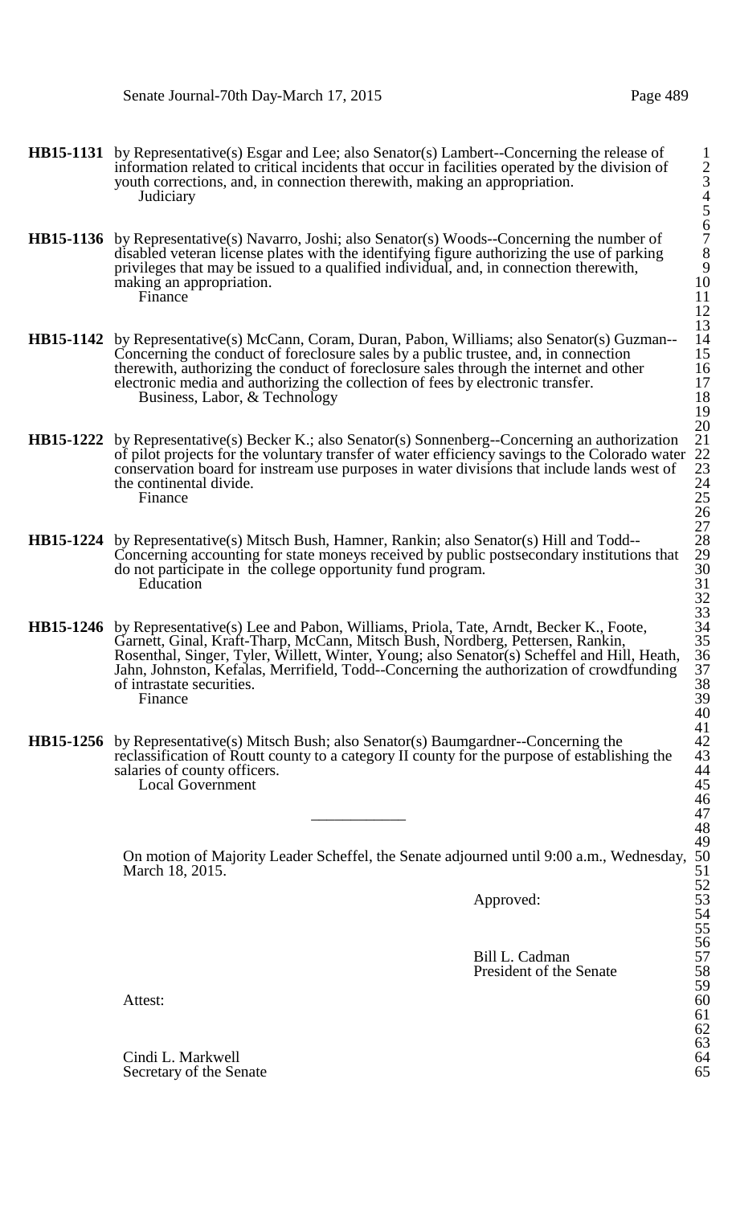**HB15-1131** by Representative(s) Esgar and Lee; also Senator(s) Lambert--Concerning the release of information related to critical incidents that occur in facilities operated by the division of youth corrections, and, in connection therewith, making an appropriation.
Judiciary

**HB15-1136** by Representative(s) Navarro, Joshi; also Senator(s) Woods--Concerning the number of disabled veteran license plates with the identifying figure authorizing the use of parking privileges that may be issued to a qualified individual, and, in connection therewith, making an appropriation.
Finance

**HB15-1142** by Representative(s) McCann, Coram, Duran, Pabon, Williams; also Senator(s) Guzman--Concerning the conduct of foreclosure sales by a public trustee, and, in connection therewith, authorizing the conduct of foreclosure sales through the internet and other electronic media and authorizing the collection of fees by electronic transfer.
Business, Labor, & Technology

**HB15-1222** by Representative(s) Becker K.; also Senator(s) Sonnenberg--Concerning an authorization of pilot projects for the voluntary transfer of water efficiency savings to the Colorado water conservation board for instream use purposes in water divisions that include lands west of the continental divide.
Finance

**HB15-1224** by Representative(s) Mitsch Bush, Hamner, Rankin; also Senator(s) Hill and Todd--Concerning accounting for state moneys received by public postsecondary institutions that do not participate in the college opportunity fund program.
Education

**HB15-1246** by Representative(s) Lee and Pabon, Williams, Priola, Tate, Arndt, Becker K., Foote, Garnett, Ginal, Kraft-Tharp, McCann, Mitsch Bush, Nordberg, Pettersen, Rankin, Rosenthal, Singer, Tyler, Willett, Winter, Young; also Senator(s) Scheffel and Hill, Heath, Jahn, Johnston, Kefalas, Merrifield, Todd--Concerning the authorization of crowdfunding of intrastate securities.
Finance

**HB15-1256** by Representative(s) Mitsch Bush; also Senator(s) Baumgardner--Concerning the reclassification of Routt county to a category II county for the purpose of establishing the salaries of county officers.
Local Government

---

On motion of Majority Leader Scheffel, the Senate adjourned until 9:00 a.m., Wednesday, March 18, 2015.

Approved:

Bill L. Cadman
President of the Senate

Attest:

Cindi L. Markwell
Secretary of the Senate